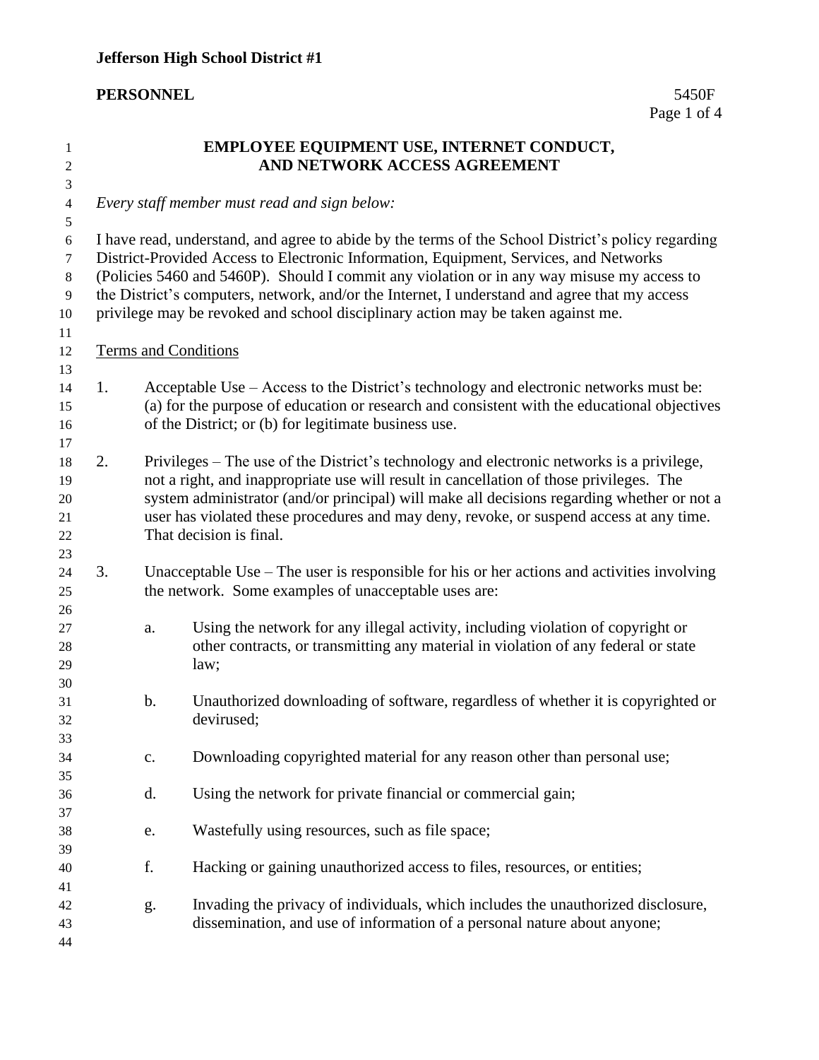**Jefferson High School District #1**

**PERSONNEL** 5450F

## EMPLOYEE EQUIPMENT USE, INTERNET CONDUCT, AND NETWORK ACCESS AGREEMENT

*Every staff member must read and sign below:*

I have read, understand, and agree to abide by the terms of the School District's policy regarding District-Provided Access to Electronic Information, Equipment, Services, and Networks (Policies 5460 and 5460P). Should I commit any violation or in any way misuse my access to the District's computers, network, and/or the Internet, I understand and agree that my access privilege may be revoked and school disciplinary action may be taken against me.

Terms and Conditions

1. Acceptable Use – Access to the District's technology and electronic networks must be: (a) for the purpose of education or research and consistent with the educational objectives of the District; or (b) for legitimate business use.

2. Privileges – The use of the District's technology and electronic networks is a privilege, not a right, and inappropriate use will result in cancellation of those privileges. The system administrator (and/or principal) will make all decisions regarding whether or not a user has violated these procedures and may deny, revoke, or suspend access at any time. That decision is final.

3. Unacceptable Use – The user is responsible for his or her actions and activities involving the network. Some examples of unacceptable uses are:

   a. Using the network for any illegal activity, including violation of copyright or other contracts, or transmitting any material in violation of any federal or state law;

   b. Unauthorized downloading of software, regardless of whether it is copyrighted or devirused;

   c. Downloading copyrighted material for any reason other than personal use;

   d. Using the network for private financial or commercial gain;

   e. Wastefully using resources, such as file space;

   f. Hacking or gaining unauthorized access to files, resources, or entities;

   g. Invading the privacy of individuals, which includes the unauthorized disclosure, dissemination, and use of information of a personal nature about anyone;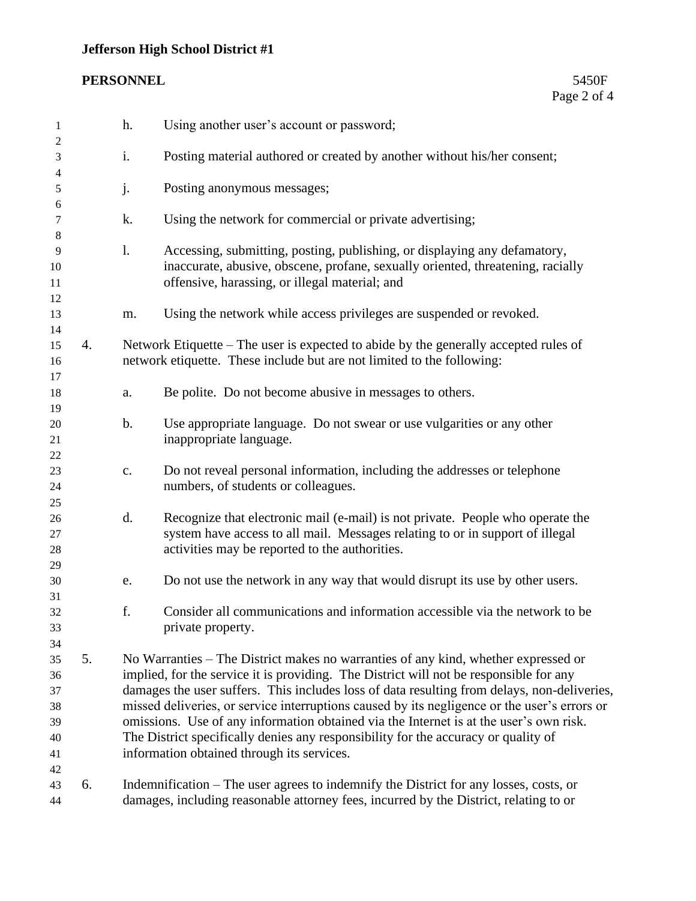h. Using another user's account or password;

i. Posting material authored or created by another without his/her consent;

j. Posting anonymous messages;

k. Using the network for commercial or private advertising;

l. Accessing, submitting, posting, publishing, or displaying any defamatory, inaccurate, abusive, obscene, profane, sexually oriented, threatening, racially offensive, harassing, or illegal material; and

m. Using the network while access privileges are suspended or revoked.

4. Network Etiquette – The user is expected to abide by the generally accepted rules of network etiquette. These include but are not limited to the following:

   a. Be polite. Do not become abusive in messages to others.

   b. Use appropriate language. Do not swear or use vulgarities or any other inappropriate language.

   c. Do not reveal personal information, including the addresses or telephone numbers, of students or colleagues.

   d. Recognize that electronic mail (e-mail) is not private. People who operate the system have access to all mail. Messages relating to or in support of illegal activities may be reported to the authorities.

   e. Do not use the network in any way that would disrupt its use by other users.

   f. Consider all communications and information accessible via the network to be private property.

5. No Warranties – The District makes no warranties of any kind, whether expressed or implied, for the service it is providing. The District will not be responsible for any damages the user suffers. This includes loss of data resulting from delays, non-deliveries, missed deliveries, or service interruptions caused by its negligence or the user's errors or omissions. Use of any information obtained via the Internet is at the user's own risk. The District specifically denies any responsibility for the accuracy or quality of information obtained through its services.

6. Indemnification – The user agrees to indemnify the District for any losses, costs, or damages, including reasonable attorney fees, incurred by the District, relating to or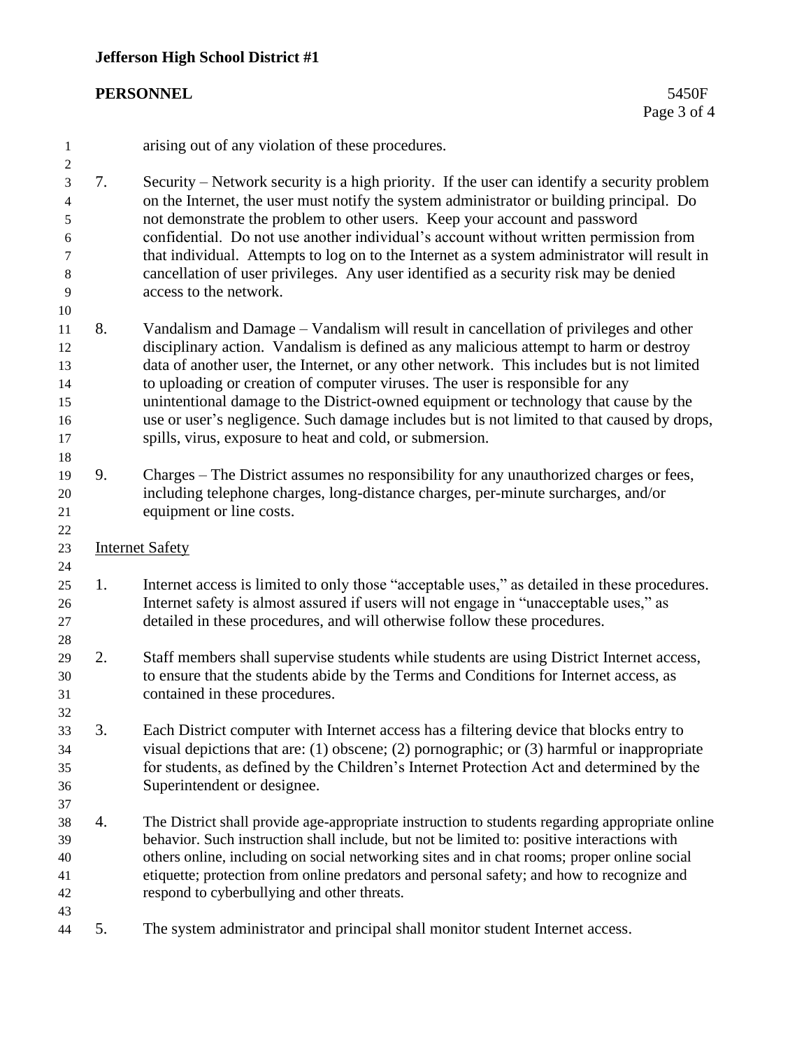arising out of any violation of these procedures.

7. Security – Network security is a high priority. If the user can identify a security problem on the Internet, the user must notify the system administrator or building principal. Do not demonstrate the problem to other users. Keep your account and password confidential. Do not use another individual's account without written permission from that individual. Attempts to log on to the Internet as a system administrator will result in cancellation of user privileges. Any user identified as a security risk may be denied access to the network.

8. Vandalism and Damage – Vandalism will result in cancellation of privileges and other disciplinary action. Vandalism is defined as any malicious attempt to harm or destroy data of another user, the Internet, or any other network. This includes but is not limited to uploading or creation of computer viruses. The user is responsible for any unintentional damage to the District-owned equipment or technology that cause by the use or user's negligence. Such damage includes but is not limited to that caused by drops, spills, virus, exposure to heat and cold, or submersion.

9. Charges – The District assumes no responsibility for any unauthorized charges or fees, including telephone charges, long-distance charges, per-minute surcharges, and/or equipment or line costs.

<u>Internet Safety</u>

1. Internet access is limited to only those "acceptable uses," as detailed in these procedures. Internet safety is almost assured if users will not engage in "unacceptable uses," as detailed in these procedures, and will otherwise follow these procedures.

2. Staff members shall supervise students while students are using District Internet access, to ensure that the students abide by the Terms and Conditions for Internet access, as contained in these procedures.

3. Each District computer with Internet access has a filtering device that blocks entry to visual depictions that are: (1) obscene; (2) pornographic; or (3) harmful or inappropriate for students, as defined by the Children's Internet Protection Act and determined by the Superintendent or designee.

4. The District shall provide age-appropriate instruction to students regarding appropriate online behavior. Such instruction shall include, but not be limited to: positive interactions with others online, including on social networking sites and in chat rooms; proper online social etiquette; protection from online predators and personal safety; and how to recognize and respond to cyberbullying and other threats.

5. The system administrator and principal shall monitor student Internet access.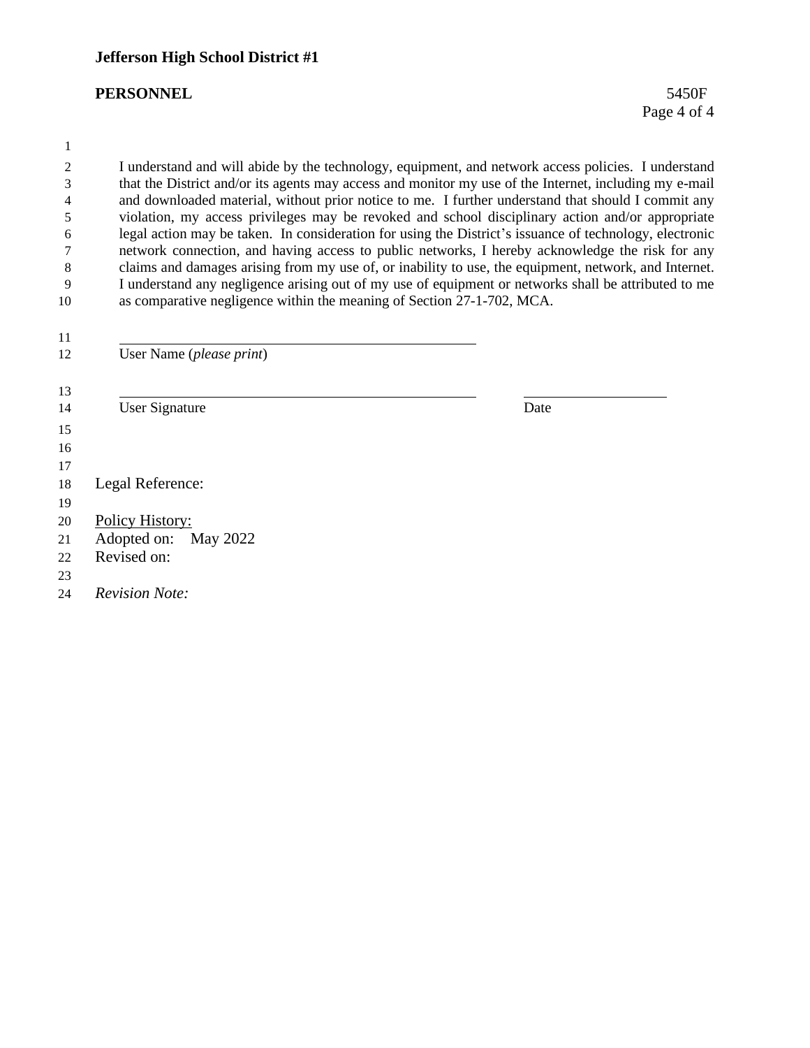I understand and will abide by the technology, equipment, and network access policies. I understand that the District and/or its agents may access and monitor my use of the Internet, including my e-mail and downloaded material, without prior notice to me. I further understand that should I commit any violation, my access privileges may be revoked and school disciplinary action and/or appropriate legal action may be taken. In consideration for using the District's issuance of technology, electronic network connection, and having access to public networks, I hereby acknowledge the risk for any claims and damages arising from my use of, or inability to use, the equipment, network, and Internet. I understand any negligence arising out of my use of equipment or networks shall be attributed to me as comparative negligence within the meaning of Section 27-1-702, MCA.

\_\_\_\_\_\_\_\_\_\_\_\_\_\_\_\_\_\_\_\_\_\_\_\_\_\_\_\_\_\_\_\_\_\_\_\_\_\_\_\_\_\_\_\_

User Name (*please print*)

\_\_\_\_\_\_\_\_\_\_\_\_\_\_\_\_\_\_\_\_\_\_\_\_\_\_\_\_\_\_\_\_\_\_\_\_\_\_\_\_\_\_\_\_ \_\_\_\_\_\_\_\_\_\_\_\_\_\_\_\_\_\_\_\_

User Signature Date

Legal Reference:

Policy History:
Adopted on: May 2022
Revised on:

*Revision Note:*